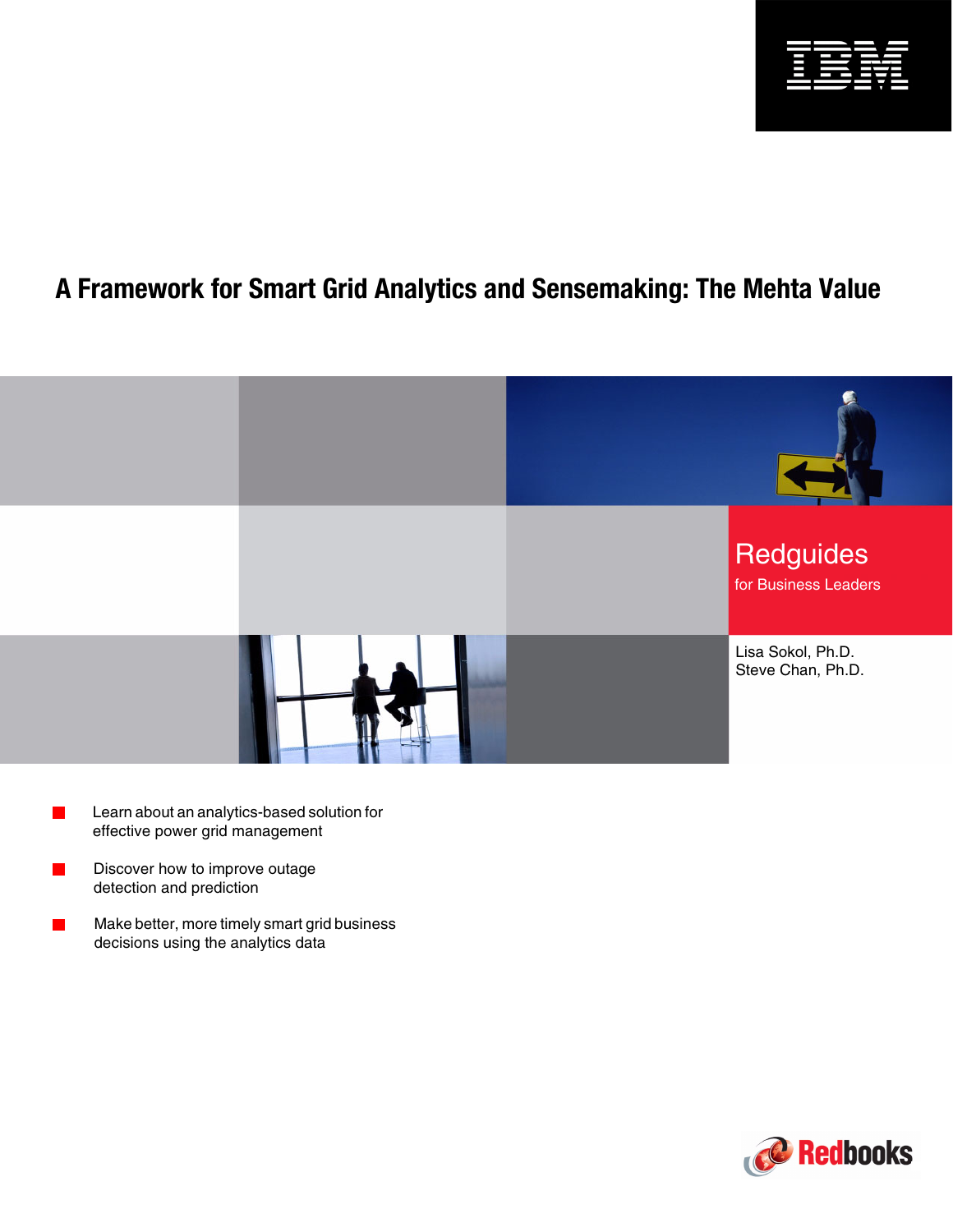# A Framework for Smart Grid Analytics and Sensemaking: The Mehta Value

Redguides for Business Leaders

Lisa Sokol, Ph.D.
Steve Chan, Ph.D.

- Learn about an analytics-based solution for effective power grid management
- Discover how to improve outage detection and prediction
- Make better, more timely smart grid business decisions using the analytics data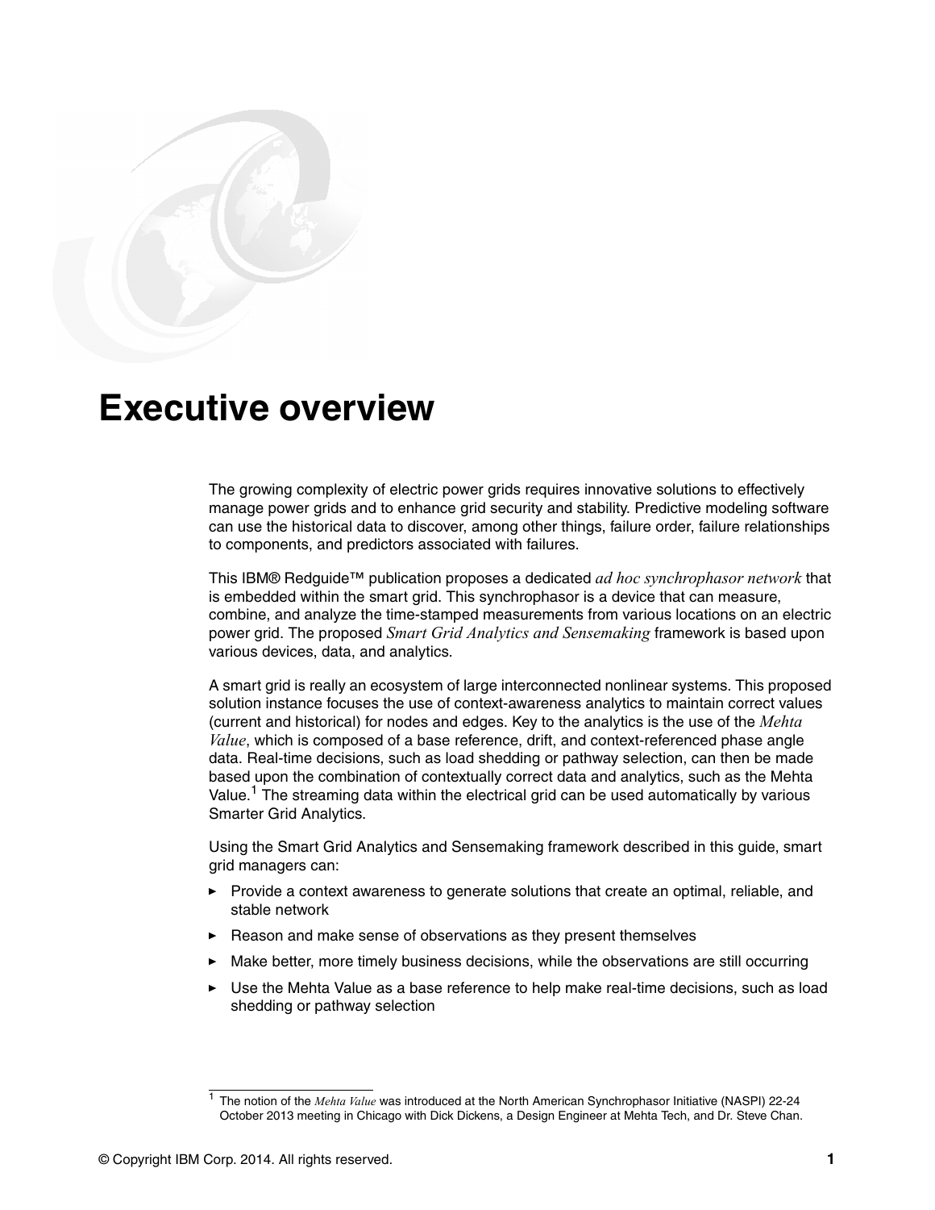# Executive overview

The growing complexity of electric power grids requires innovative solutions to effectively manage power grids and to enhance grid security and stability. Predictive modeling software can use the historical data to discover, among other things, failure order, failure relationships to components, and predictors associated with failures.

This IBM® Redguide™ publication proposes a dedicated *ad hoc synchrophasor network* that is embedded within the smart grid. This synchrophasor is a device that can measure, combine, and analyze the time-stamped measurements from various locations on an electric power grid. The proposed *Smart Grid Analytics and Sensemaking* framework is based upon various devices, data, and analytics.

A smart grid is really an ecosystem of large interconnected nonlinear systems. This proposed solution instance focuses the use of context-awareness analytics to maintain correct values (current and historical) for nodes and edges. Key to the analytics is the use of the *Mehta Value*, which is composed of a base reference, drift, and context-referenced phase angle data. Real-time decisions, such as load shedding or pathway selection, can then be made based upon the combination of contextually correct data and analytics, such as the Mehta Value.[1] The streaming data within the electrical grid can be used automatically by various Smarter Grid Analytics.

Using the Smart Grid Analytics and Sensemaking framework described in this guide, smart grid managers can:

- Provide a context awareness to generate solutions that create an optimal, reliable, and stable network
- Reason and make sense of observations as they present themselves
- Make better, more timely business decisions, while the observations are still occurring
- Use the Mehta Value as a base reference to help make real-time decisions, such as load shedding or pathway selection

[1] The notion of the *Mehta Value* was introduced at the North American Synchrophasor Initiative (NASPI) 22-24 October 2013 meeting in Chicago with Dick Dickens, a Design Engineer at Mehta Tech, and Dr. Steve Chan.

© Copyright IBM Corp. 2014. All rights reserved.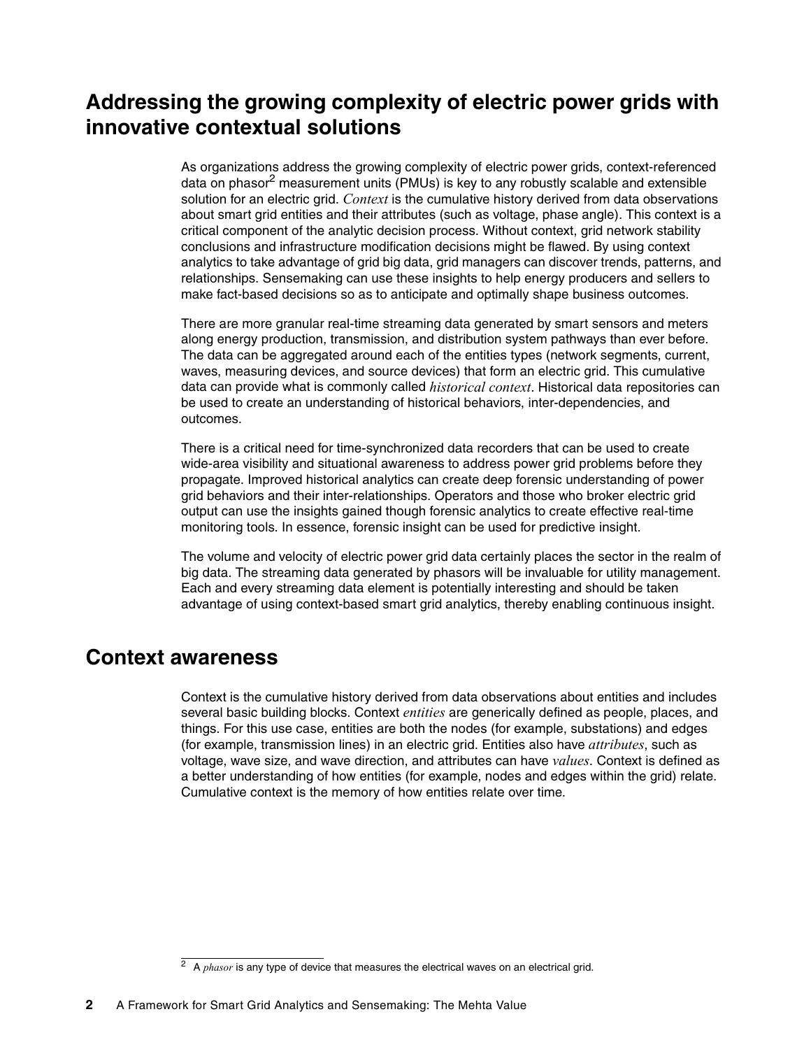## Addressing the growing complexity of electric power grids with innovative contextual solutions

As organizations address the growing complexity of electric power grids, context-referenced data on phasor[2] measurement units (PMUs) is key to any robustly scalable and extensible solution for an electric grid. *Context* is the cumulative history derived from data observations about smart grid entities and their attributes (such as voltage, phase angle). This context is a critical component of the analytic decision process. Without context, grid network stability conclusions and infrastructure modification decisions might be flawed. By using context analytics to take advantage of grid big data, grid managers can discover trends, patterns, and relationships. Sensemaking can use these insights to help energy producers and sellers to make fact-based decisions so as to anticipate and optimally shape business outcomes.

There are more granular real-time streaming data generated by smart sensors and meters along energy production, transmission, and distribution system pathways than ever before. The data can be aggregated around each of the entities types (network segments, current, waves, measuring devices, and source devices) that form an electric grid. This cumulative data can provide what is commonly called *historical context*. Historical data repositories can be used to create an understanding of historical behaviors, inter-dependencies, and outcomes.

There is a critical need for time-synchronized data recorders that can be used to create wide-area visibility and situational awareness to address power grid problems before they propagate. Improved historical analytics can create deep forensic understanding of power grid behaviors and their inter-relationships. Operators and those who broker electric grid output can use the insights gained though forensic analytics to create effective real-time monitoring tools. In essence, forensic insight can be used for predictive insight.

The volume and velocity of electric power grid data certainly places the sector in the realm of big data. The streaming data generated by phasors will be invaluable for utility management. Each and every streaming data element is potentially interesting and should be taken advantage of using context-based smart grid analytics, thereby enabling continuous insight.

## Context awareness

Context is the cumulative history derived from data observations about entities and includes several basic building blocks. Context *entities* are generically defined as people, places, and things. For this use case, entities are both the nodes (for example, substations) and edges (for example, transmission lines) in an electric grid. Entities also have *attributes*, such as voltage, wave size, and wave direction, and attributes can have *values*. Context is defined as a better understanding of how entities (for example, nodes and edges within the grid) relate. Cumulative context is the memory of how entities relate over time.

[2] A *phasor* is any type of device that measures the electrical waves on an electrical grid.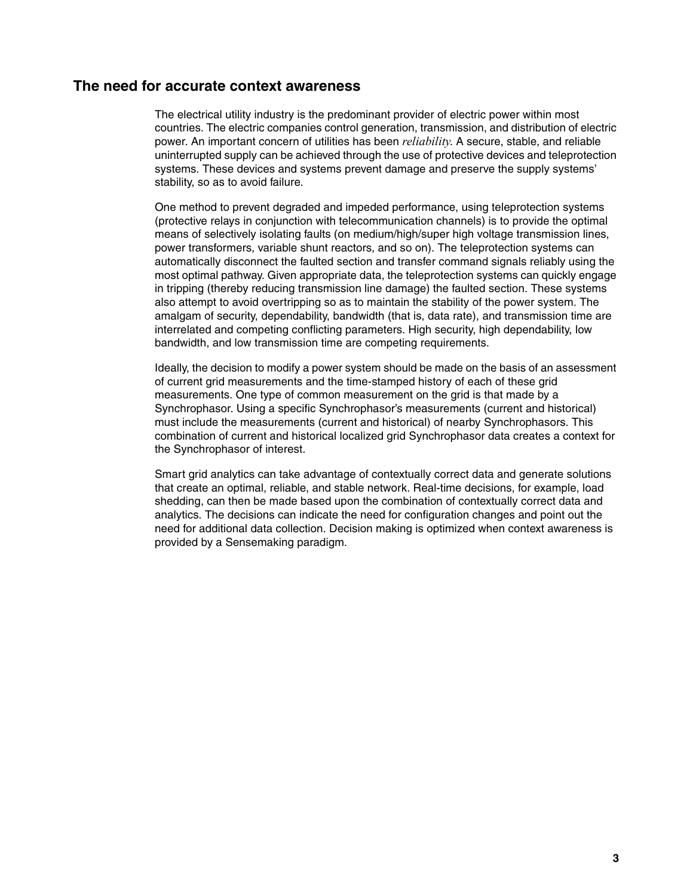## The need for accurate context awareness

The electrical utility industry is the predominant provider of electric power within most countries. The electric companies control generation, transmission, and distribution of electric power. An important concern of utilities has been *reliability*. A secure, stable, and reliable uninterrupted supply can be achieved through the use of protective devices and teleprotection systems. These devices and systems prevent damage and preserve the supply systems' stability, so as to avoid failure.

One method to prevent degraded and impeded performance, using teleprotection systems (protective relays in conjunction with telecommunication channels) is to provide the optimal means of selectively isolating faults (on medium/high/super high voltage transmission lines, power transformers, variable shunt reactors, and so on). The teleprotection systems can automatically disconnect the faulted section and transfer command signals reliably using the most optimal pathway. Given appropriate data, the teleprotection systems can quickly engage in tripping (thereby reducing transmission line damage) the faulted section. These systems also attempt to avoid overtripping so as to maintain the stability of the power system. The amalgam of security, dependability, bandwidth (that is, data rate), and transmission time are interrelated and competing conflicting parameters. High security, high dependability, low bandwidth, and low transmission time are competing requirements.

Ideally, the decision to modify a power system should be made on the basis of an assessment of current grid measurements and the time-stamped history of each of these grid measurements. One type of common measurement on the grid is that made by a Synchrophasor. Using a specific Synchrophasor's measurements (current and historical) must include the measurements (current and historical) of nearby Synchrophasors. This combination of current and historical localized grid Synchrophasor data creates a context for the Synchrophasor of interest.

Smart grid analytics can take advantage of contextually correct data and generate solutions that create an optimal, reliable, and stable network. Real-time decisions, for example, load shedding, can then be made based upon the combination of contextually correct data and analytics. The decisions can indicate the need for configuration changes and point out the need for additional data collection. Decision making is optimized when context awareness is provided by a Sensemaking paradigm.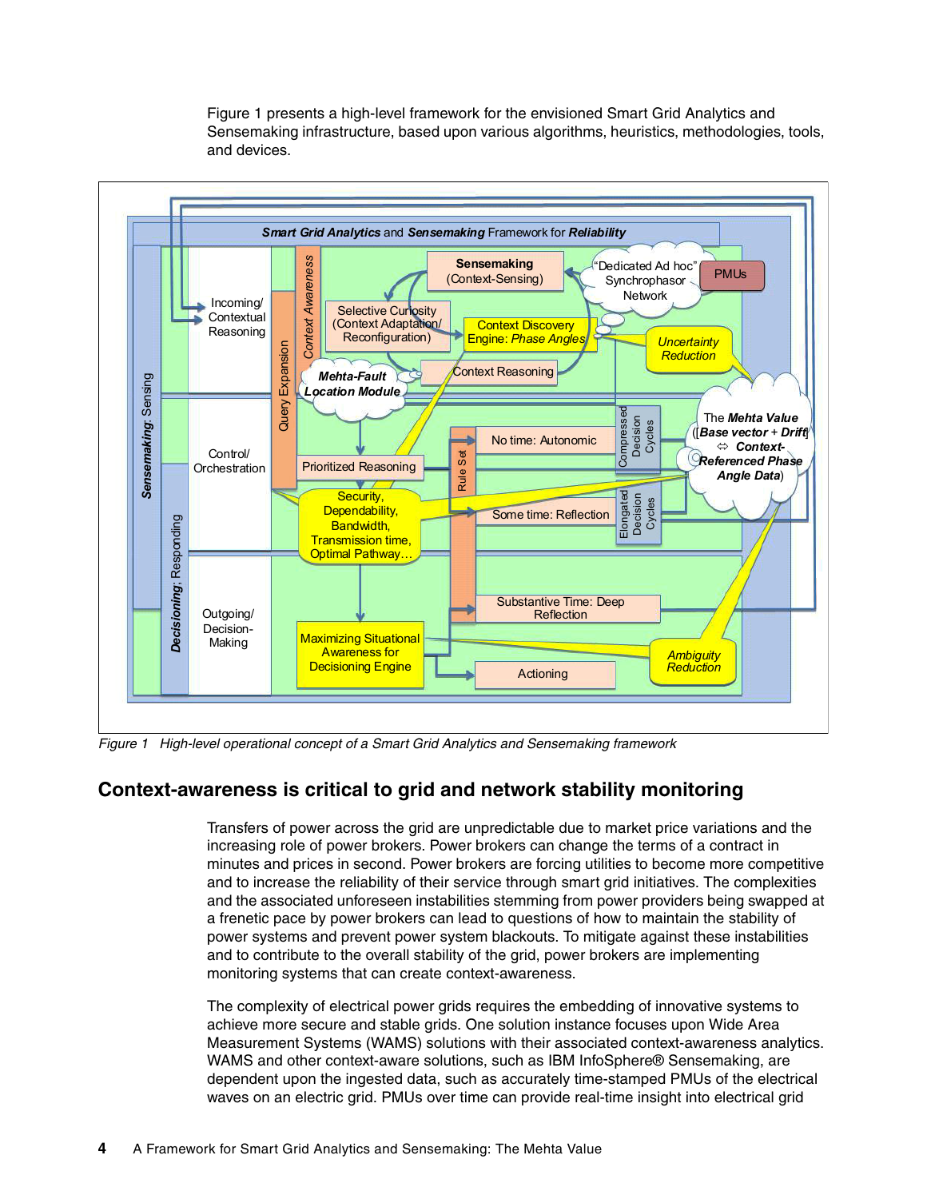Figure 1 presents a high-level framework for the envisioned Smart Grid Analytics and Sensemaking infrastructure, based upon various algorithms, heuristics, methodologies, tools, and devices.

*Figure 1 High-level operational concept of a Smart Grid Analytics and Sensemaking framework*

## Context-awareness is critical to grid and network stability monitoring

Transfers of power across the grid are unpredictable due to market price variations and the increasing role of power brokers. Power brokers can change the terms of a contract in minutes and prices in second. Power brokers are forcing utilities to become more competitive and to increase the reliability of their service through smart grid initiatives. The complexities and the associated unforeseen instabilities stemming from power providers being swapped at a frenetic pace by power brokers can lead to questions of how to maintain the stability of power systems and prevent power system blackouts. To mitigate against these instabilities and to contribute to the overall stability of the grid, power brokers are implementing monitoring systems that can create context-awareness.

The complexity of electrical power grids requires the embedding of innovative systems to achieve more secure and stable grids. One solution instance focuses upon Wide Area Measurement Systems (WAMS) solutions with their associated context-awareness analytics. WAMS and other context-aware solutions, such as IBM InfoSphere® Sensemaking, are dependent upon the ingested data, such as accurately time-stamped PMUs of the electrical waves on an electric grid. PMUs over time can provide real-time insight into electrical grid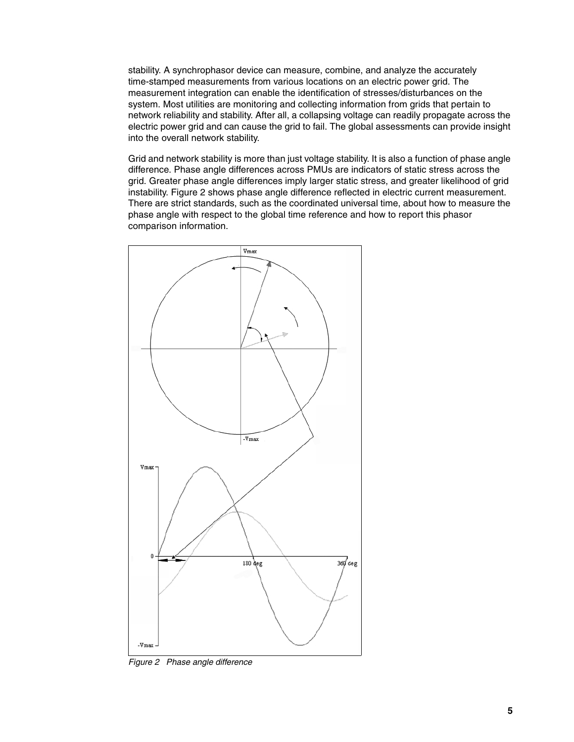stability. A synchrophasor device can measure, combine, and analyze the accurately time-stamped measurements from various locations on an electric power grid. The measurement integration can enable the identification of stresses/disturbances on the system. Most utilities are monitoring and collecting information from grids that pertain to network reliability and stability. After all, a collapsing voltage can readily propagate across the electric power grid and can cause the grid to fail. The global assessments can provide insight into the overall network stability.

Grid and network stability is more than just voltage stability. It is also a function of phase angle difference. Phase angle differences across PMUs are indicators of static stress across the grid. Greater phase angle differences imply larger static stress, and greater likelihood of grid instability. Figure 2 shows phase angle difference reflected in electric current measurement. There are strict standards, such as the coordinated universal time, about how to measure the phase angle with respect to the global time reference and how to report this phasor comparison information.

*Figure 2 Phase angle difference*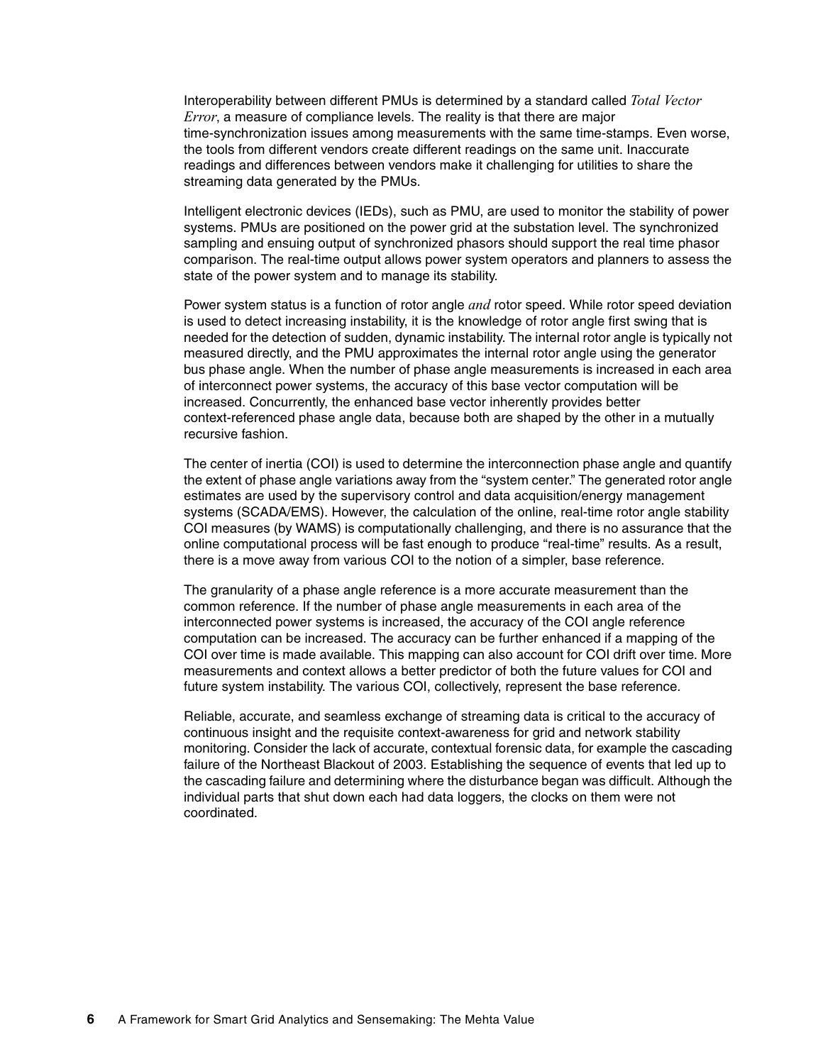Interoperability between different PMUs is determined by a standard called *Total Vector Error*, a measure of compliance levels. The reality is that there are major time-synchronization issues among measurements with the same time-stamps. Even worse, the tools from different vendors create different readings on the same unit. Inaccurate readings and differences between vendors make it challenging for utilities to share the streaming data generated by the PMUs.

Intelligent electronic devices (IEDs), such as PMU, are used to monitor the stability of power systems. PMUs are positioned on the power grid at the substation level. The synchronized sampling and ensuing output of synchronized phasors should support the real time phasor comparison. The real-time output allows power system operators and planners to assess the state of the power system and to manage its stability.

Power system status is a function of rotor angle *and* rotor speed. While rotor speed deviation is used to detect increasing instability, it is the knowledge of rotor angle first swing that is needed for the detection of sudden, dynamic instability. The internal rotor angle is typically not measured directly, and the PMU approximates the internal rotor angle using the generator bus phase angle. When the number of phase angle measurements is increased in each area of interconnect power systems, the accuracy of this base vector computation will be increased. Concurrently, the enhanced base vector inherently provides better context-referenced phase angle data, because both are shaped by the other in a mutually recursive fashion.

The center of inertia (COI) is used to determine the interconnection phase angle and quantify the extent of phase angle variations away from the "system center." The generated rotor angle estimates are used by the supervisory control and data acquisition/energy management systems (SCADA/EMS). However, the calculation of the online, real-time rotor angle stability COI measures (by WAMS) is computationally challenging, and there is no assurance that the online computational process will be fast enough to produce "real-time" results. As a result, there is a move away from various COI to the notion of a simpler, base reference.

The granularity of a phase angle reference is a more accurate measurement than the common reference. If the number of phase angle measurements in each area of the interconnected power systems is increased, the accuracy of the COI angle reference computation can be increased. The accuracy can be further enhanced if a mapping of the COI over time is made available. This mapping can also account for COI drift over time. More measurements and context allows a better predictor of both the future values for COI and future system instability. The various COI, collectively, represent the base reference.

Reliable, accurate, and seamless exchange of streaming data is critical to the accuracy of continuous insight and the requisite context-awareness for grid and network stability monitoring. Consider the lack of accurate, contextual forensic data, for example the cascading failure of the Northeast Blackout of 2003. Establishing the sequence of events that led up to the cascading failure and determining where the disturbance began was difficult. Although the individual parts that shut down each had data loggers, the clocks on them were not coordinated.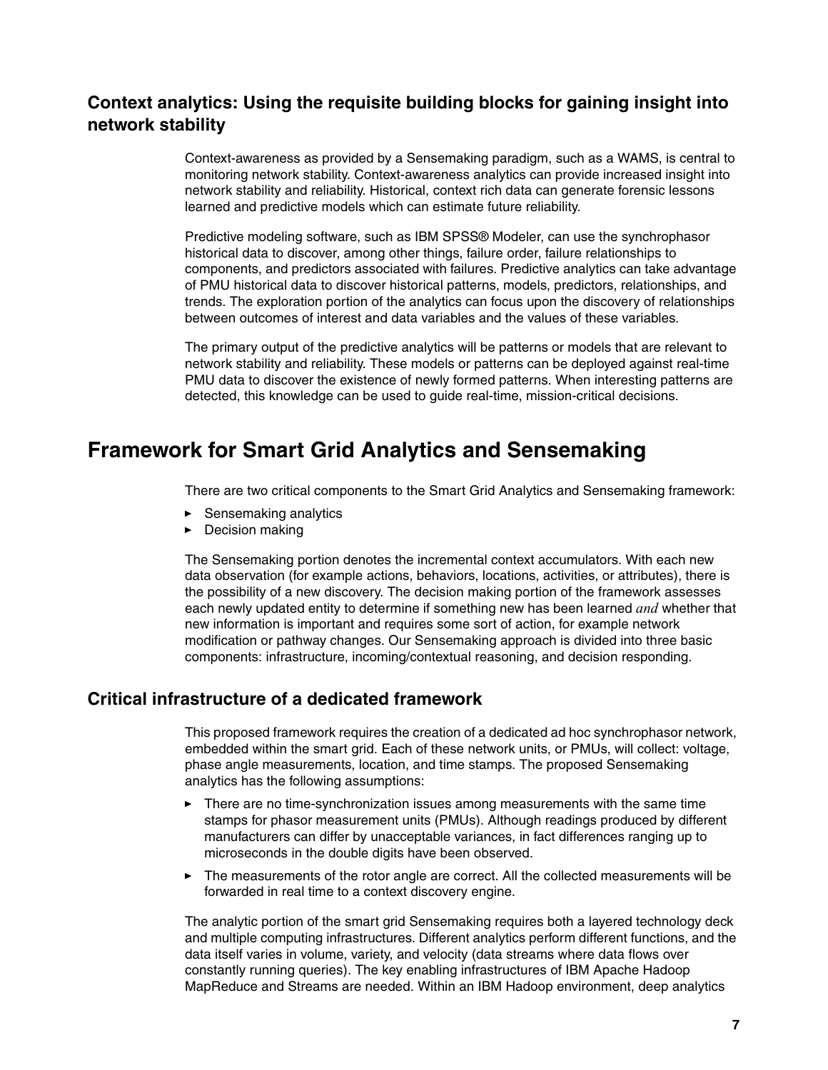### Context analytics: Using the requisite building blocks for gaining insight into network stability

Context-awareness as provided by a Sensemaking paradigm, such as a WAMS, is central to monitoring network stability. Context-awareness analytics can provide increased insight into network stability and reliability. Historical, context rich data can generate forensic lessons learned and predictive models which can estimate future reliability.

Predictive modeling software, such as IBM SPSS® Modeler, can use the synchrophasor historical data to discover, among other things, failure order, failure relationships to components, and predictors associated with failures. Predictive analytics can take advantage of PMU historical data to discover historical patterns, models, predictors, relationships, and trends. The exploration portion of the analytics can focus upon the discovery of relationships between outcomes of interest and data variables and the values of these variables.

The primary output of the predictive analytics will be patterns or models that are relevant to network stability and reliability. These models or patterns can be deployed against real-time PMU data to discover the existence of newly formed patterns. When interesting patterns are detected, this knowledge can be used to guide real-time, mission-critical decisions.

## Framework for Smart Grid Analytics and Sensemaking

There are two critical components to the Smart Grid Analytics and Sensemaking framework:

- Sensemaking analytics
- Decision making

The Sensemaking portion denotes the incremental context accumulators. With each new data observation (for example actions, behaviors, locations, activities, or attributes), there is the possibility of a new discovery. The decision making portion of the framework assesses each newly updated entity to determine if something new has been learned *and* whether that new information is important and requires some sort of action, for example network modification or pathway changes. Our Sensemaking approach is divided into three basic components: infrastructure, incoming/contextual reasoning, and decision responding.

### Critical infrastructure of a dedicated framework

This proposed framework requires the creation of a dedicated ad hoc synchrophasor network, embedded within the smart grid. Each of these network units, or PMUs, will collect: voltage, phase angle measurements, location, and time stamps. The proposed Sensemaking analytics has the following assumptions:

- There are no time-synchronization issues among measurements with the same time stamps for phasor measurement units (PMUs). Although readings produced by different manufacturers can differ by unacceptable variances, in fact differences ranging up to microseconds in the double digits have been observed.
- The measurements of the rotor angle are correct. All the collected measurements will be forwarded in real time to a context discovery engine.

The analytic portion of the smart grid Sensemaking requires both a layered technology deck and multiple computing infrastructures. Different analytics perform different functions, and the data itself varies in volume, variety, and velocity (data streams where data flows over constantly running queries). The key enabling infrastructures of IBM Apache Hadoop MapReduce and Streams are needed. Within an IBM Hadoop environment, deep analytics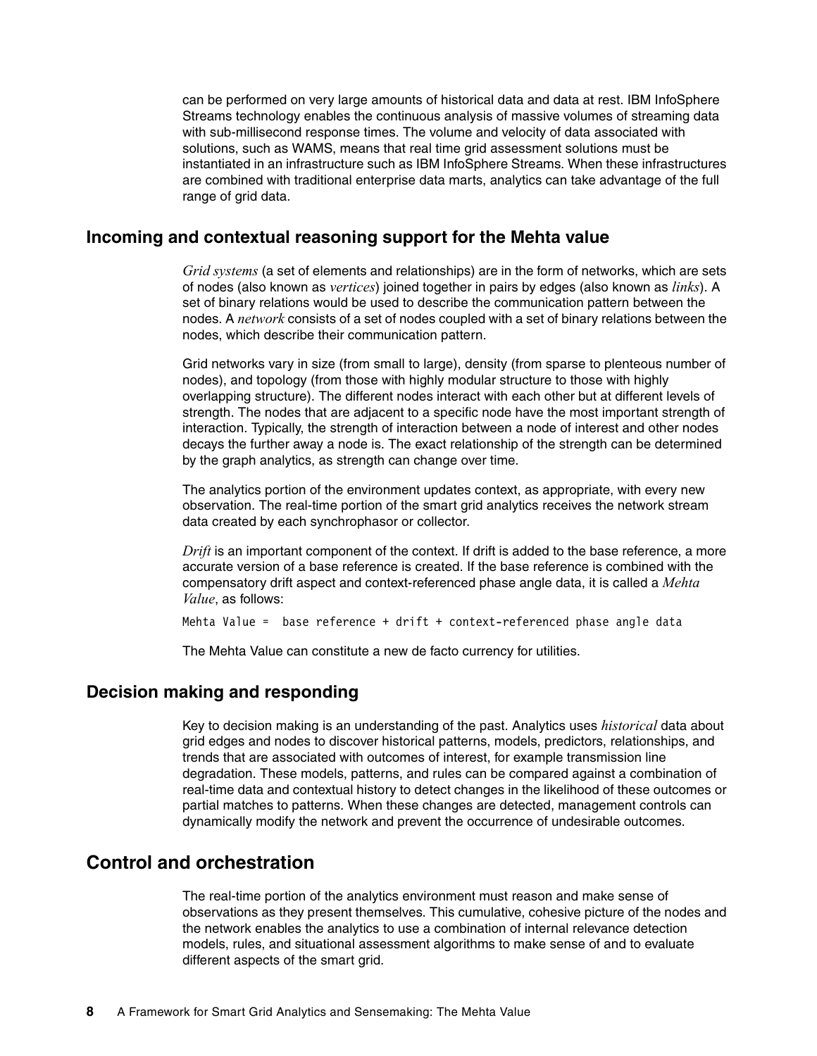can be performed on very large amounts of historical data and data at rest. IBM InfoSphere Streams technology enables the continuous analysis of massive volumes of streaming data with sub-millisecond response times. The volume and velocity of data associated with solutions, such as WAMS, means that real time grid assessment solutions must be instantiated in an infrastructure such as IBM InfoSphere Streams. When these infrastructures are combined with traditional enterprise data marts, analytics can take advantage of the full range of grid data.

## Incoming and contextual reasoning support for the Mehta value

*Grid systems* (a set of elements and relationships) are in the form of networks, which are sets of nodes (also known as *vertices*) joined together in pairs by edges (also known as *links*). A set of binary relations would be used to describe the communication pattern between the nodes. A *network* consists of a set of nodes coupled with a set of binary relations between the nodes, which describe their communication pattern.

Grid networks vary in size (from small to large), density (from sparse to plenteous number of nodes), and topology (from those with highly modular structure to those with highly overlapping structure). The different nodes interact with each other but at different levels of strength. The nodes that are adjacent to a specific node have the most important strength of interaction. Typically, the strength of interaction between a node of interest and other nodes decays the further away a node is. The exact relationship of the strength can be determined by the graph analytics, as strength can change over time.

The analytics portion of the environment updates context, as appropriate, with every new observation. The real-time portion of the smart grid analytics receives the network stream data created by each synchrophasor or collector.

*Drift* is an important component of the context. If drift is added to the base reference, a more accurate version of a base reference is created. If the base reference is combined with the compensatory drift aspect and context-referenced phase angle data, it is called a *Mehta Value*, as follows:

```
Mehta Value =  base reference + drift + context-referenced phase angle data
```

The Mehta Value can constitute a new de facto currency for utilities.

## Decision making and responding

Key to decision making is an understanding of the past. Analytics uses *historical* data about grid edges and nodes to discover historical patterns, models, predictors, relationships, and trends that are associated with outcomes of interest, for example transmission line degradation. These models, patterns, and rules can be compared against a combination of real-time data and contextual history to detect changes in the likelihood of these outcomes or partial matches to patterns. When these changes are detected, management controls can dynamically modify the network and prevent the occurrence of undesirable outcomes.

## Control and orchestration

The real-time portion of the analytics environment must reason and make sense of observations as they present themselves. This cumulative, cohesive picture of the nodes and the network enables the analytics to use a combination of internal relevance detection models, rules, and situational assessment algorithms to make sense of and to evaluate different aspects of the smart grid.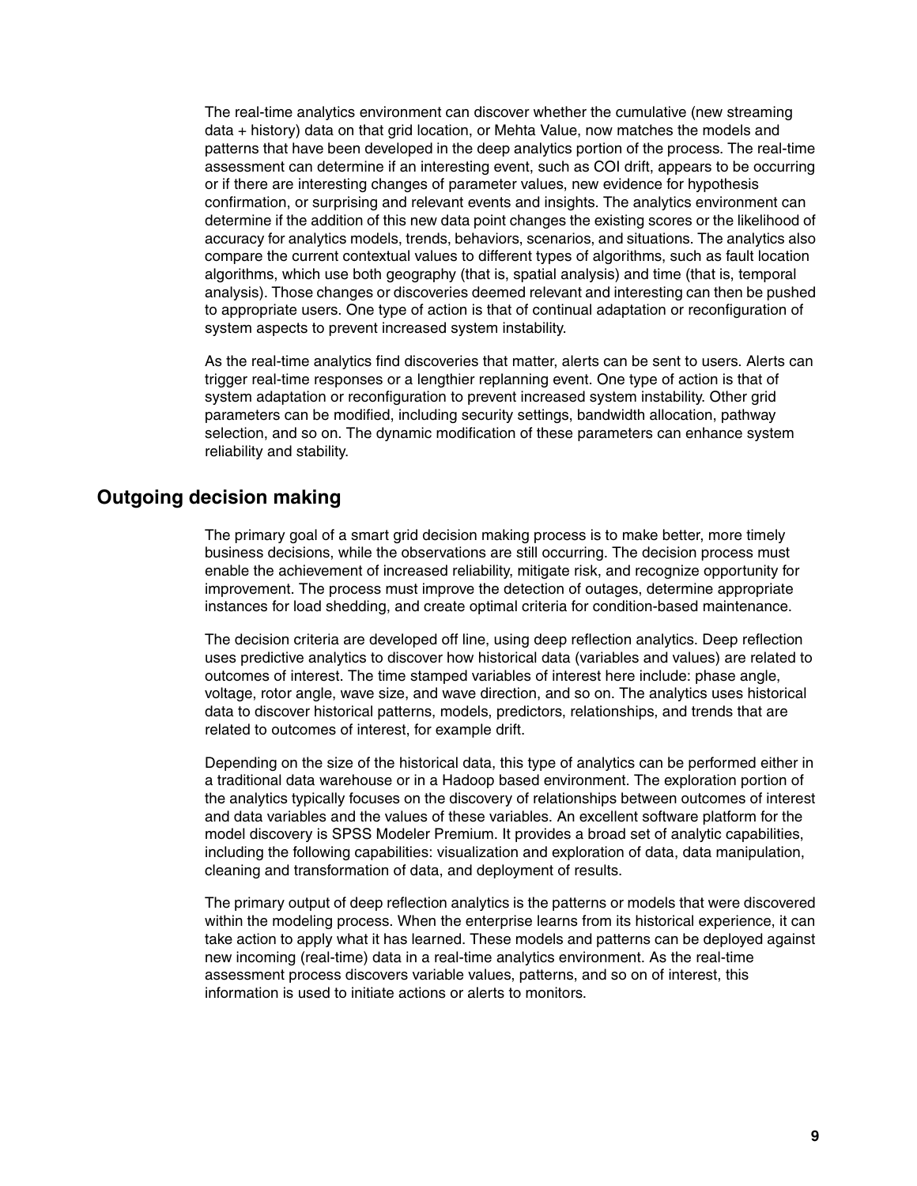The real-time analytics environment can discover whether the cumulative (new streaming data + history) data on that grid location, or Mehta Value, now matches the models and patterns that have been developed in the deep analytics portion of the process. The real-time assessment can determine if an interesting event, such as COI drift, appears to be occurring or if there are interesting changes of parameter values, new evidence for hypothesis confirmation, or surprising and relevant events and insights. The analytics environment can determine if the addition of this new data point changes the existing scores or the likelihood of accuracy for analytics models, trends, behaviors, scenarios, and situations. The analytics also compare the current contextual values to different types of algorithms, such as fault location algorithms, which use both geography (that is, spatial analysis) and time (that is, temporal analysis). Those changes or discoveries deemed relevant and interesting can then be pushed to appropriate users. One type of action is that of continual adaptation or reconfiguration of system aspects to prevent increased system instability.

As the real-time analytics find discoveries that matter, alerts can be sent to users. Alerts can trigger real-time responses or a lengthier replanning event. One type of action is that of system adaptation or reconfiguration to prevent increased system instability. Other grid parameters can be modified, including security settings, bandwidth allocation, pathway selection, and so on. The dynamic modification of these parameters can enhance system reliability and stability.

## Outgoing decision making

The primary goal of a smart grid decision making process is to make better, more timely business decisions, while the observations are still occurring. The decision process must enable the achievement of increased reliability, mitigate risk, and recognize opportunity for improvement. The process must improve the detection of outages, determine appropriate instances for load shedding, and create optimal criteria for condition-based maintenance.

The decision criteria are developed off line, using deep reflection analytics. Deep reflection uses predictive analytics to discover how historical data (variables and values) are related to outcomes of interest. The time stamped variables of interest here include: phase angle, voltage, rotor angle, wave size, and wave direction, and so on. The analytics uses historical data to discover historical patterns, models, predictors, relationships, and trends that are related to outcomes of interest, for example drift.

Depending on the size of the historical data, this type of analytics can be performed either in a traditional data warehouse or in a Hadoop based environment. The exploration portion of the analytics typically focuses on the discovery of relationships between outcomes of interest and data variables and the values of these variables. An excellent software platform for the model discovery is SPSS Modeler Premium. It provides a broad set of analytic capabilities, including the following capabilities: visualization and exploration of data, data manipulation, cleaning and transformation of data, and deployment of results.

The primary output of deep reflection analytics is the patterns or models that were discovered within the modeling process. When the enterprise learns from its historical experience, it can take action to apply what it has learned. These models and patterns can be deployed against new incoming (real-time) data in a real-time analytics environment. As the real-time assessment process discovers variable values, patterns, and so on of interest, this information is used to initiate actions or alerts to monitors.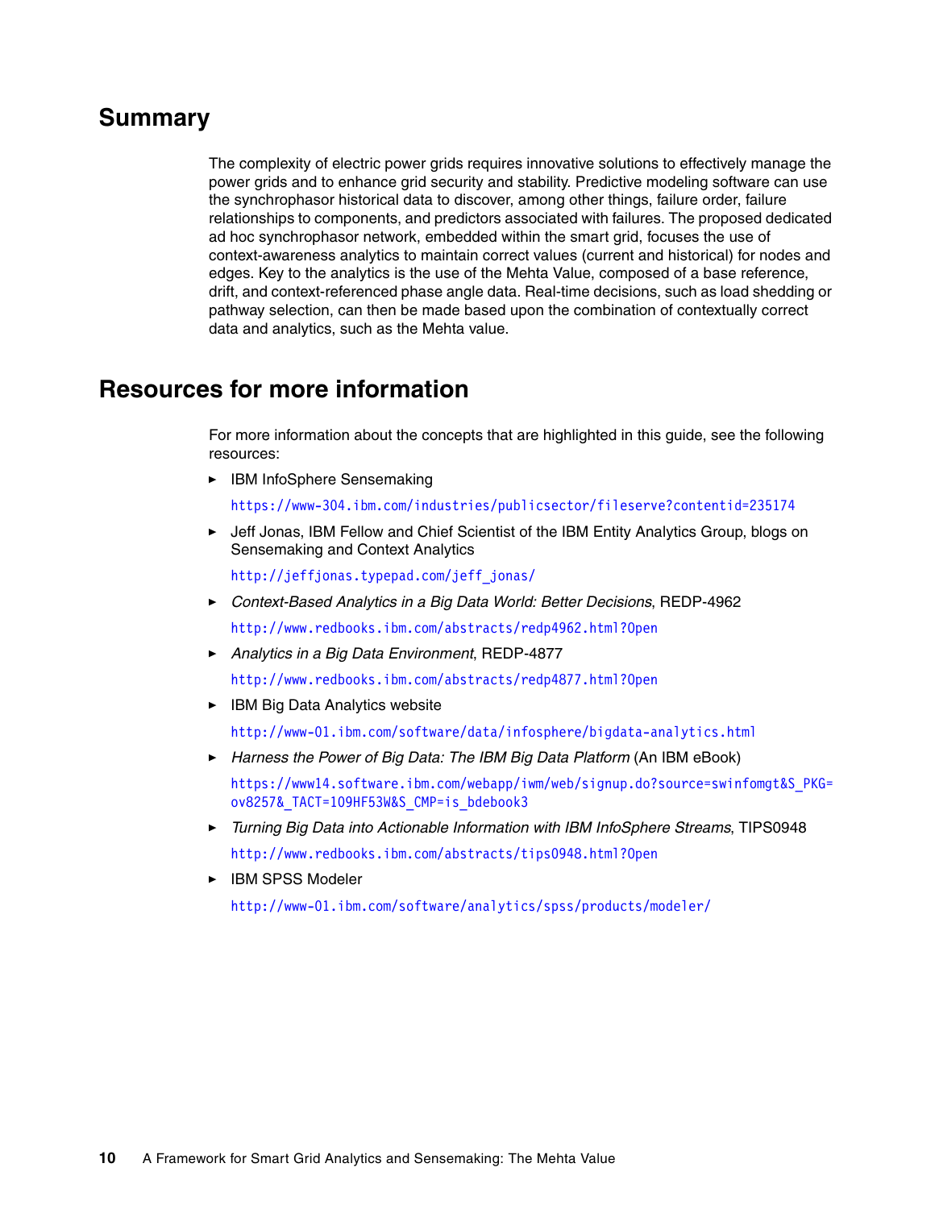## Summary

The complexity of electric power grids requires innovative solutions to effectively manage the power grids and to enhance grid security and stability. Predictive modeling software can use the synchrophasor historical data to discover, among other things, failure order, failure relationships to components, and predictors associated with failures. The proposed dedicated ad hoc synchrophasor network, embedded within the smart grid, focuses the use of context-awareness analytics to maintain correct values (current and historical) for nodes and edges. Key to the analytics is the use of the Mehta Value, composed of a base reference, drift, and context-referenced phase angle data. Real-time decisions, such as load shedding or pathway selection, can then be made based upon the combination of contextually correct data and analytics, such as the Mehta value.

## Resources for more information

For more information about the concepts that are highlighted in this guide, see the following resources:

- IBM InfoSphere Sensemaking

  https://www-304.ibm.com/industries/publicsector/fileserve?contentid=235174

- Jeff Jonas, IBM Fellow and Chief Scientist of the IBM Entity Analytics Group, blogs on Sensemaking and Context Analytics

  http://jeffjonas.typepad.com/jeff_jonas/

- *Context-Based Analytics in a Big Data World: Better Decisions*, REDP-4962

  http://www.redbooks.ibm.com/abstracts/redp4962.html?Open

- *Analytics in a Big Data Environment*, REDP-4877

  http://www.redbooks.ibm.com/abstracts/redp4877.html?Open

- IBM Big Data Analytics website

  http://www-01.ibm.com/software/data/infosphere/bigdata-analytics.html

- *Harness the Power of Big Data: The IBM Big Data Platform* (An IBM eBook)

  https://www14.software.ibm.com/webapp/iwm/web/signup.do?source=swinfomgt&S_PKG=ov8257&_TACT=109HF53W&S_CMP=is_bdebook3

- *Turning Big Data into Actionable Information with IBM InfoSphere Streams*, TIPS0948

  http://www.redbooks.ibm.com/abstracts/tips0948.html?Open

- IBM SPSS Modeler

  http://www-01.ibm.com/software/analytics/spss/products/modeler/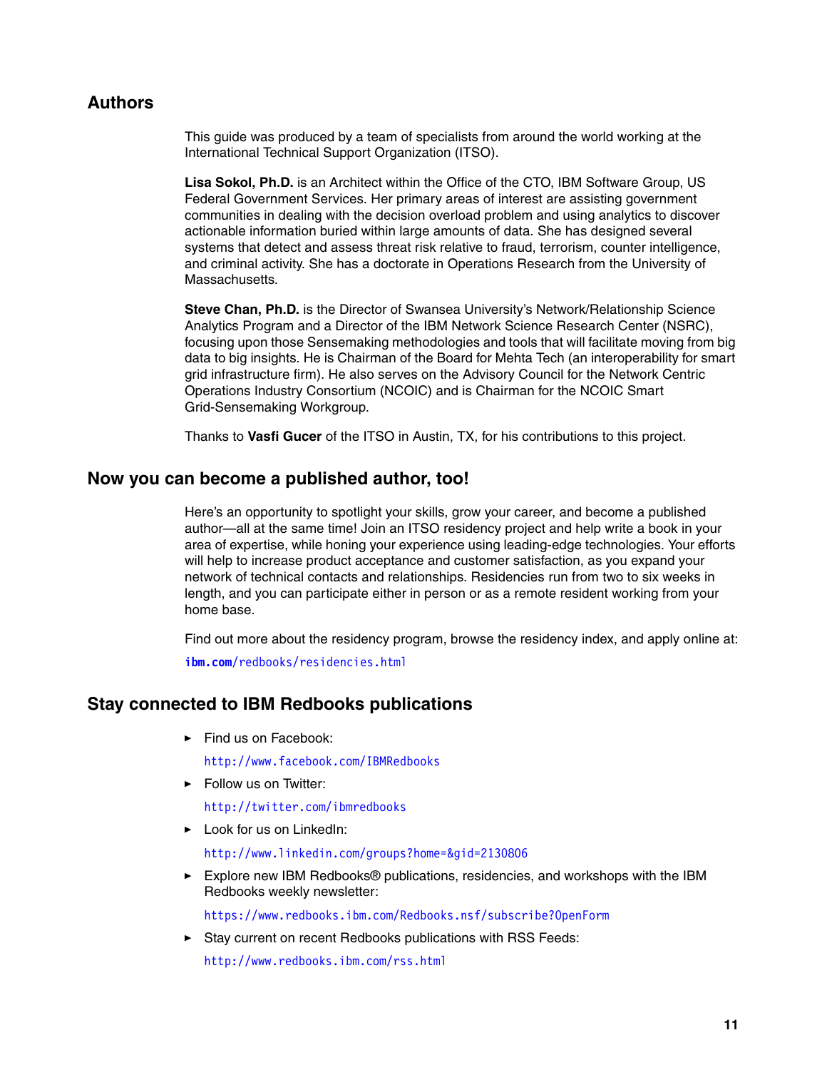## Authors

This guide was produced by a team of specialists from around the world working at the International Technical Support Organization (ITSO).

**Lisa Sokol, Ph.D.** is an Architect within the Office of the CTO, IBM Software Group, US Federal Government Services. Her primary areas of interest are assisting government communities in dealing with the decision overload problem and using analytics to discover actionable information buried within large amounts of data. She has designed several systems that detect and assess threat risk relative to fraud, terrorism, counter intelligence, and criminal activity. She has a doctorate in Operations Research from the University of Massachusetts.

**Steve Chan, Ph.D.** is the Director of Swansea University's Network/Relationship Science Analytics Program and a Director of the IBM Network Science Research Center (NSRC), focusing upon those Sensemaking methodologies and tools that will facilitate moving from big data to big insights. He is Chairman of the Board for Mehta Tech (an interoperability for smart grid infrastructure firm). He also serves on the Advisory Council for the Network Centric Operations Industry Consortium (NCOIC) and is Chairman for the NCOIC Smart Grid-Sensemaking Workgroup.

Thanks to **Vasfi Gucer** of the ITSO in Austin, TX, for his contributions to this project.

## Now you can become a published author, too!

Here's an opportunity to spotlight your skills, grow your career, and become a published author—all at the same time! Join an ITSO residency project and help write a book in your area of expertise, while honing your experience using leading-edge technologies. Your efforts will help to increase product acceptance and customer satisfaction, as you expand your network of technical contacts and relationships. Residencies run from two to six weeks in length, and you can participate either in person or as a remote resident working from your home base.

Find out more about the residency program, browse the residency index, and apply online at:

**ibm.com**/redbooks/residencies.html

## Stay connected to IBM Redbooks publications

- Find us on Facebook:

  http://www.facebook.com/IBMRedbooks

- Follow us on Twitter:

  http://twitter.com/ibmredbooks

- Look for us on LinkedIn:

  http://www.linkedin.com/groups?home=&gid=2130806

- Explore new IBM Redbooks® publications, residencies, and workshops with the IBM Redbooks weekly newsletter:

  https://www.redbooks.ibm.com/Redbooks.nsf/subscribe?OpenForm

- Stay current on recent Redbooks publications with RSS Feeds:

  http://www.redbooks.ibm.com/rss.html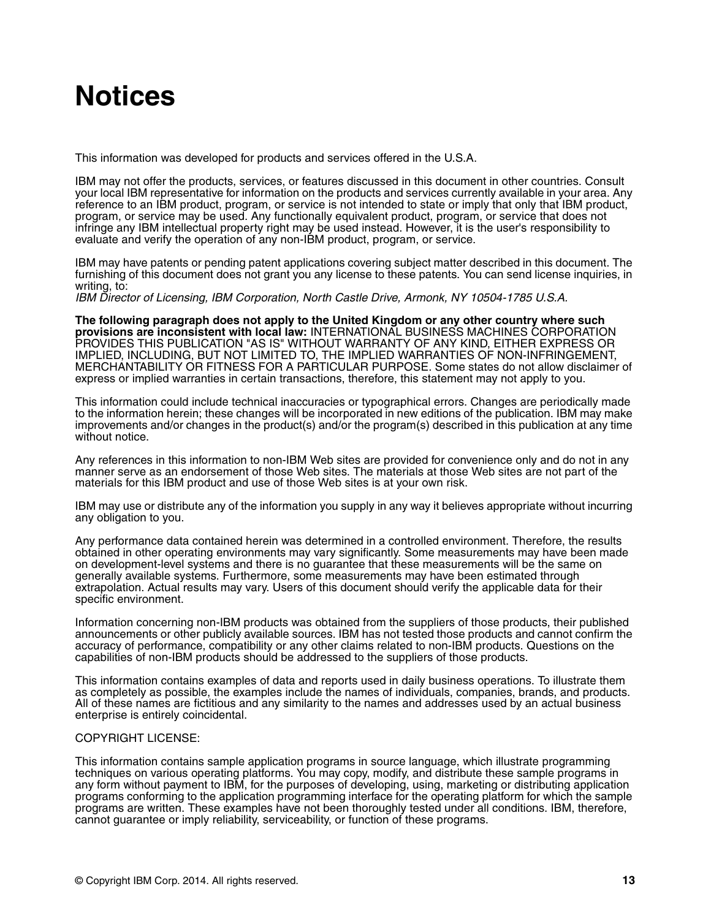# Notices

This information was developed for products and services offered in the U.S.A.

IBM may not offer the products, services, or features discussed in this document in other countries. Consult your local IBM representative for information on the products and services currently available in your area. Any reference to an IBM product, program, or service is not intended to state or imply that only that IBM product, program, or service may be used. Any functionally equivalent product, program, or service that does not infringe any IBM intellectual property right may be used instead. However, it is the user's responsibility to evaluate and verify the operation of any non-IBM product, program, or service.

IBM may have patents or pending patent applications covering subject matter described in this document. The furnishing of this document does not grant you any license to these patents. You can send license inquiries, in writing, to:
*IBM Director of Licensing, IBM Corporation, North Castle Drive, Armonk, NY 10504-1785 U.S.A.*

**The following paragraph does not apply to the United Kingdom or any other country where such provisions are inconsistent with local law:** INTERNATIONAL BUSINESS MACHINES CORPORATION PROVIDES THIS PUBLICATION "AS IS" WITHOUT WARRANTY OF ANY KIND, EITHER EXPRESS OR IMPLIED, INCLUDING, BUT NOT LIMITED TO, THE IMPLIED WARRANTIES OF NON-INFRINGEMENT, MERCHANTABILITY OR FITNESS FOR A PARTICULAR PURPOSE. Some states do not allow disclaimer of express or implied warranties in certain transactions, therefore, this statement may not apply to you.

This information could include technical inaccuracies or typographical errors. Changes are periodically made to the information herein; these changes will be incorporated in new editions of the publication. IBM may make improvements and/or changes in the product(s) and/or the program(s) described in this publication at any time without notice.

Any references in this information to non-IBM Web sites are provided for convenience only and do not in any manner serve as an endorsement of those Web sites. The materials at those Web sites are not part of the materials for this IBM product and use of those Web sites is at your own risk.

IBM may use or distribute any of the information you supply in any way it believes appropriate without incurring any obligation to you.

Any performance data contained herein was determined in a controlled environment. Therefore, the results obtained in other operating environments may vary significantly. Some measurements may have been made on development-level systems and there is no guarantee that these measurements will be the same on generally available systems. Furthermore, some measurements may have been estimated through extrapolation. Actual results may vary. Users of this document should verify the applicable data for their specific environment.

Information concerning non-IBM products was obtained from the suppliers of those products, their published announcements or other publicly available sources. IBM has not tested those products and cannot confirm the accuracy of performance, compatibility or any other claims related to non-IBM products. Questions on the capabilities of non-IBM products should be addressed to the suppliers of those products.

This information contains examples of data and reports used in daily business operations. To illustrate them as completely as possible, the examples include the names of individuals, companies, brands, and products. All of these names are fictitious and any similarity to the names and addresses used by an actual business enterprise is entirely coincidental.

COPYRIGHT LICENSE:

This information contains sample application programs in source language, which illustrate programming techniques on various operating platforms. You may copy, modify, and distribute these sample programs in any form without payment to IBM, for the purposes of developing, using, marketing or distributing application programs conforming to the application programming interface for the operating platform for which the sample programs are written. These examples have not been thoroughly tested under all conditions. IBM, therefore, cannot guarantee or imply reliability, serviceability, or function of these programs.

© Copyright IBM Corp. 2014. All rights reserved.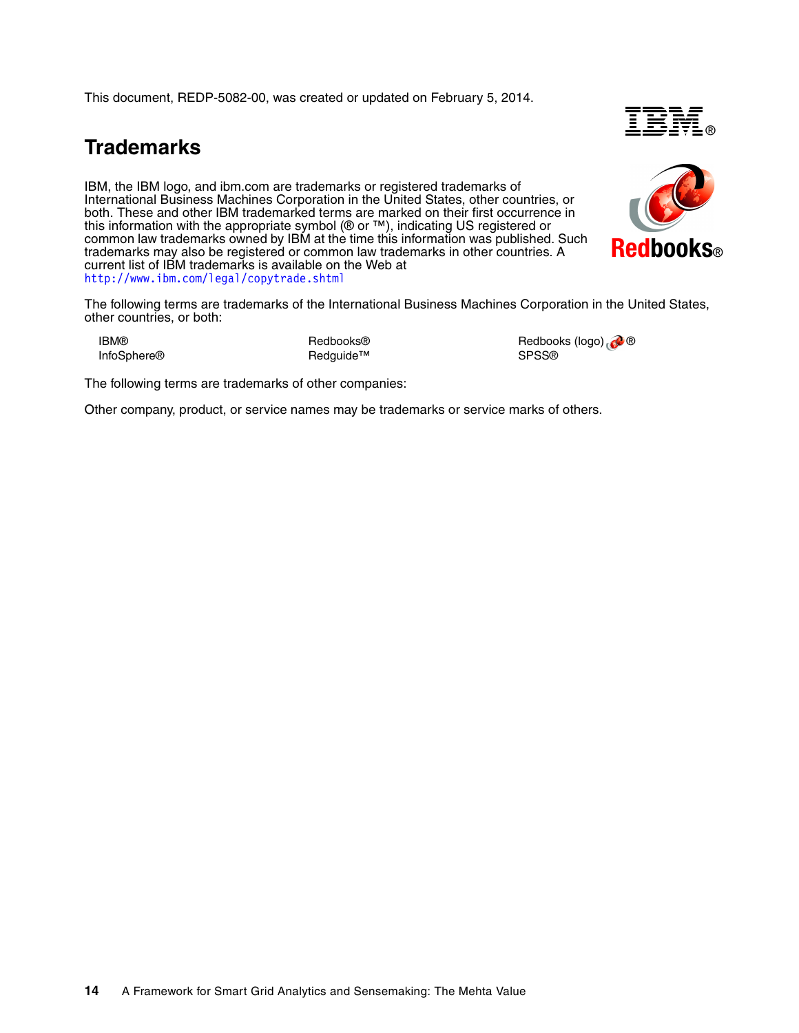This document, REDP-5082-00, was created or updated on February 5, 2014.

# Trademarks

IBM, the IBM logo, and ibm.com are trademarks or registered trademarks of International Business Machines Corporation in the United States, other countries, or both. These and other IBM trademarked terms are marked on their first occurrence in this information with the appropriate symbol (® or ™), indicating US registered or common law trademarks owned by IBM at the time this information was published. Such trademarks may also be registered or common law trademarks in other countries. A current list of IBM trademarks is available on the Web at http://www.ibm.com/legal/copytrade.shtml

The following terms are trademarks of the International Business Machines Corporation in the United States, other countries, or both:

| | | |
|---|---|---|
| IBM® | Redbooks® | Redbooks (logo) ® |
| InfoSphere® | Redguide™ | SPSS® |

The following terms are trademarks of other companies:

Other company, product, or service names may be trademarks or service marks of others.